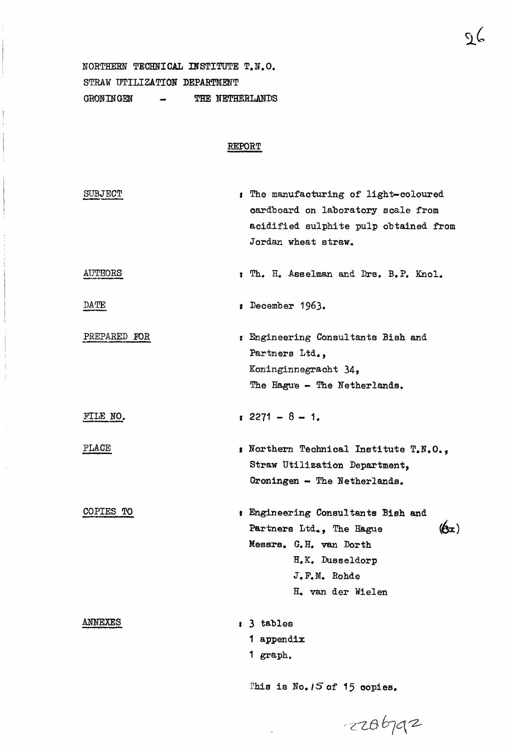NORTHERN TECHNICAL INSTITUTE T.N.O.
STRAW UTILIZATION DEPARTMENT
GRONINGEN - THE NETHERLANDS

## REPORT

| | |
|---|---|
| SUBJECT | : The manufacturing of light-coloured cardboard on laboratory scale from acidified sulphite pulp obtained from Jordan wheat straw. |
| AUTHORS | : Th. H. Asselman and Drs. B.P. Knol. |
| DATE | : December 1963. |
| PREPARED FOR | : Engineering Consultants Bish and Partners Ltd., Koninginnegracht 34, The Hague - The Netherlands. |
| FILE NO. | : 2271 - 8 - 1. |
| PLACE | : Northern Technical Institute T.N.O., Straw Utilization Department, Groningen - The Netherlands. |
| COPIES TO | : Engineering Consultants Bish and Partners Ltd., The Hague (6x)<br>Messrs. G.H. van Dorth<br>H.K. Dusseldorp<br>J.F.M. Rohde<br>H. van der Wielen |
| ANNEXES | : 3 tables<br>1 appendix<br>1 graph. |

This is No. 15 of 15 copies.

2286792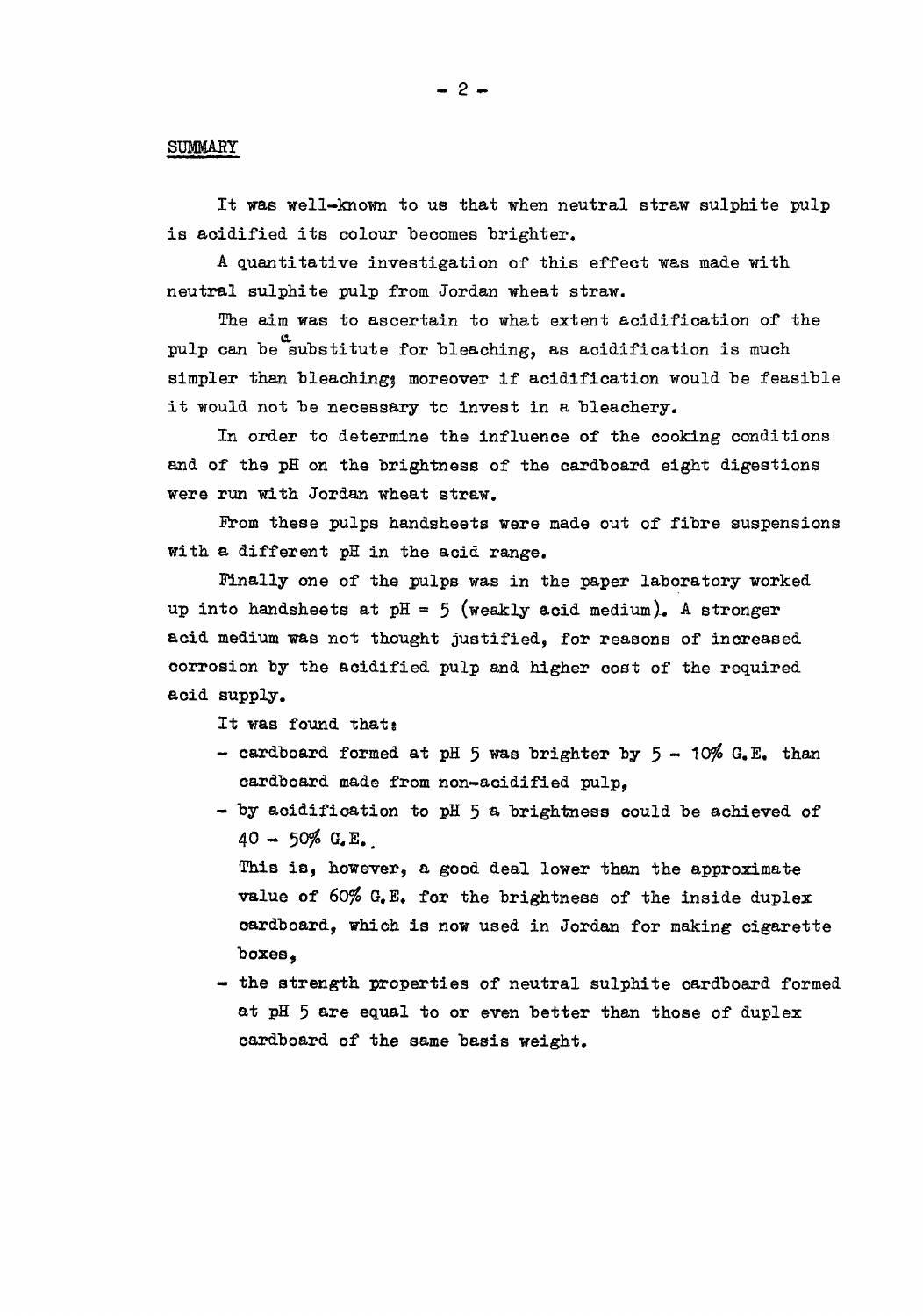## SUMMARY

It was well-known to us that when neutral straw sulphite pulp is acidified its colour becomes brighter.

A quantitative investigation of this effect was made with neutral sulphite pulp from Jordan wheat straw.

The aim was to ascertain to what extent acidification of the pulp can be a substitute for bleaching, as acidification is much simpler than bleaching; moreover if acidification would be feasible it would not be necessary to invest in a bleachery.

In order to determine the influence of the cooking conditions and of the pH on the brightness of the cardboard eight digestions were run with Jordan wheat straw.

From these pulps handsheets were made out of fibre suspensions with a different pH in the acid range.

Finally one of the pulps was in the paper laboratory worked up into handsheets at pH = 5 (weakly acid medium). A stronger acid medium was not thought justified, for reasons of increased corrosion by the acidified pulp and higher cost of the required acid supply.

It was found that:

- cardboard formed at pH 5 was brighter by 5 - 10% G.E. than cardboard made from non-acidified pulp,
- by acidification to pH 5 a brightness could be achieved of 40 - 50% G.E.

  This is, however, a good deal lower than the approximate value of 60% G.E. for the brightness of the inside duplex cardboard, which is now used in Jordan for making cigarette boxes,
- the strength properties of neutral sulphite cardboard formed at pH 5 are equal to or even better than those of duplex cardboard of the same basis weight.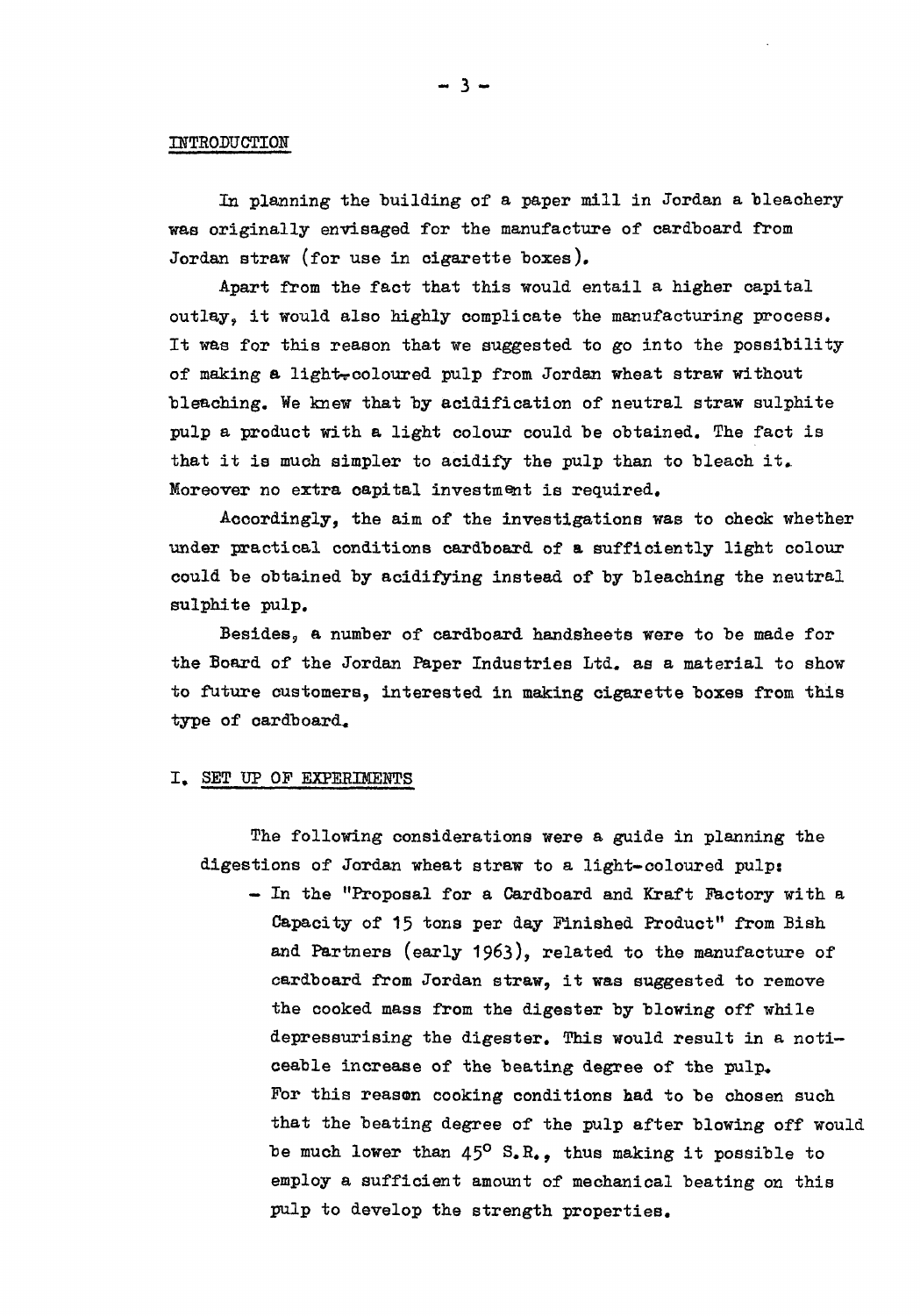## INTRODUCTION

In planning the building of a paper mill in Jordan a bleachery was originally envisaged for the manufacture of cardboard from Jordan straw (for use in cigarette boxes).

Apart from the fact that this would entail a higher capital outlay, it would also highly complicate the manufacturing process. It was for this reason that we suggested to go into the possibility of making a light-coloured pulp from Jordan wheat straw without bleaching. We knew that by acidification of neutral straw sulphite pulp a product with a light colour could be obtained. The fact is that it is much simpler to acidify the pulp than to bleach it. Moreover no extra capital investment is required.

Accordingly, the aim of the investigations was to check whether under practical conditions cardboard of a sufficiently light colour could be obtained by acidifying instead of by bleaching the neutral sulphite pulp.

Besides, a number of cardboard handsheets were to be made for the Board of the Jordan Paper Industries Ltd. as a material to show to future customers, interested in making cigarette boxes from this type of cardboard.

## I. SET UP OF EXPERIMENTS

The following considerations were a guide in planning the digestions of Jordan wheat straw to a light-coloured pulp:

- In the "Proposal for a Cardboard and Kraft Factory with a Capacity of 15 tons per day Finished Product" from Bish and Partners (early 1963), related to the manufacture of cardboard from Jordan straw, it was suggested to remove the cooked mass from the digester by blowing off while depressurising the digester. This would result in a noticeable increase of the beating degree of the pulp. For this reason cooking conditions had to be chosen such that the beating degree of the pulp after blowing off would be much lower than 45° S.R., thus making it possible to employ a sufficient amount of mechanical beating on this pulp to develop the strength properties.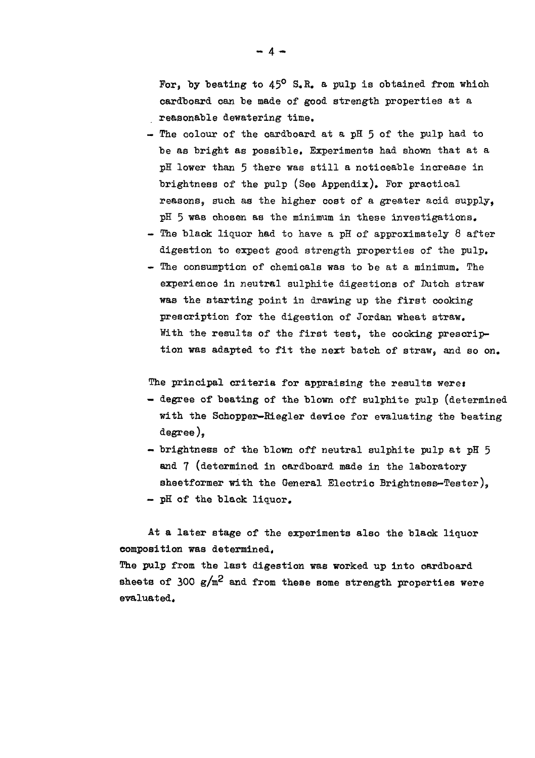For, by beating to $45^{\circ}$ S.R. a pulp is obtained from which cardboard can be made of good strength properties at a reasonable dewatering time.

- The colour of the cardboard at a pH 5 of the pulp had to be as bright as possible. Experiments had shown that at a pH lower than 5 there was still a noticeable increase in brightness of the pulp (See Appendix). For practical reasons, such as the higher cost of a greater acid supply, pH 5 was chosen as the minimum in these investigations.
- The black liquor had to have a pH of approximately 8 after digestion to expect good strength properties of the pulp.
- The consumption of chemicals was to be at a minimum. The experience in neutral sulphite digestions of Dutch straw was the starting point in drawing up the first cooking prescription for the digestion of Jordan wheat straw. With the results of the first test, the cooking prescription was adapted to fit the next batch of straw, and so on.

The principal criteria for appraising the results were:

- degree of beating of the blown off sulphite pulp (determined with the Schopper-Riegler device for evaluating the beating degree),
- brightness of the blown off neutral sulphite pulp at pH 5 and 7 (determined in cardboard made in the laboratory sheetformer with the General Electric Brightness-Tester),
- pH of the black liquor.

At a later stage of the experiments also the black liquor composition was determined.
The pulp from the last digestion was worked up into cardboard sheets of 300 $g/m^2$ and from these some strength properties were evaluated.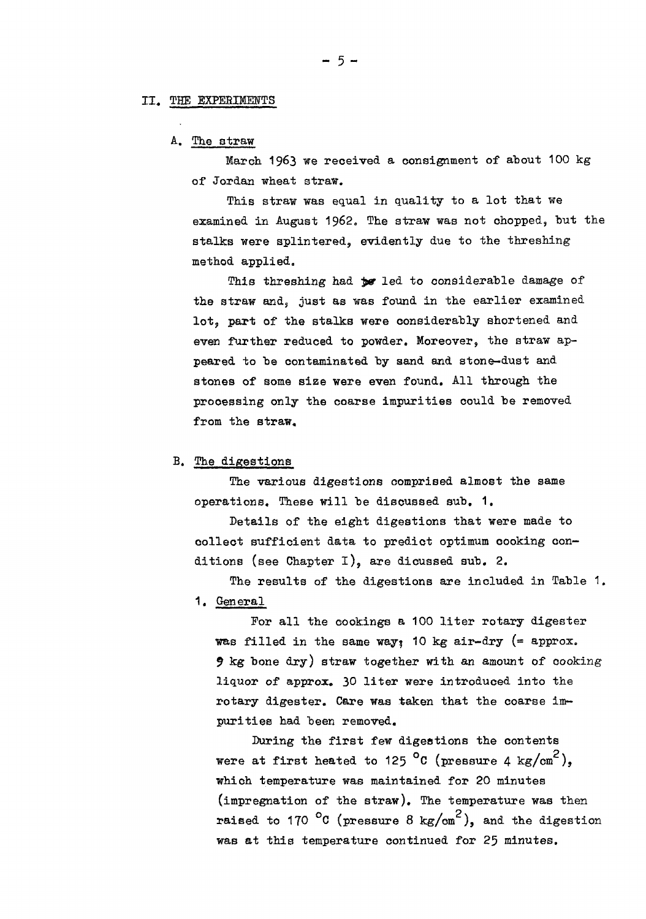## II. THE EXPERIMENTS

### A. The straw

March 1963 we received a consignment of about 100 kg of Jordan wheat straw.

This straw was equal in quality to a lot that we examined in August 1962. The straw was not chopped, but the stalks were splintered, evidently due to the threshing method applied.

This threshing had led to considerable damage of the straw and, just as was found in the earlier examined lot, part of the stalks were considerably shortened and even further reduced to powder. Moreover, the straw appeared to be contaminated by sand and stone-dust and stones of some size were even found. All through the processing only the coarse impurities could be removed from the straw.

### B. The digestions

The various digestions comprised almost the same operations. These will be discussed sub. 1.

Details of the eight digestions that were made to collect sufficient data to predict optimum cooking conditions (see Chapter I), are dicussed sub. 2.

The results of the digestions are included in Table 1.

#### 1. General

For all the cookings a 100 liter rotary digester was filled in the same way; 10 kg air-dry (= approx. 9 kg bone dry) straw together with an amount of cooking liquor of approx. 30 liter were introduced into the rotary digester. Care was taken that the coarse impurities had been removed.

During the first few digestions the contents were at first heated to 125 °C (pressure 4 kg/cm$^2$), which temperature was maintained for 20 minutes (impregnation of the straw). The temperature was then raised to 170 °C (pressure 8 kg/cm$^2$), and the digestion was at this temperature continued for 25 minutes.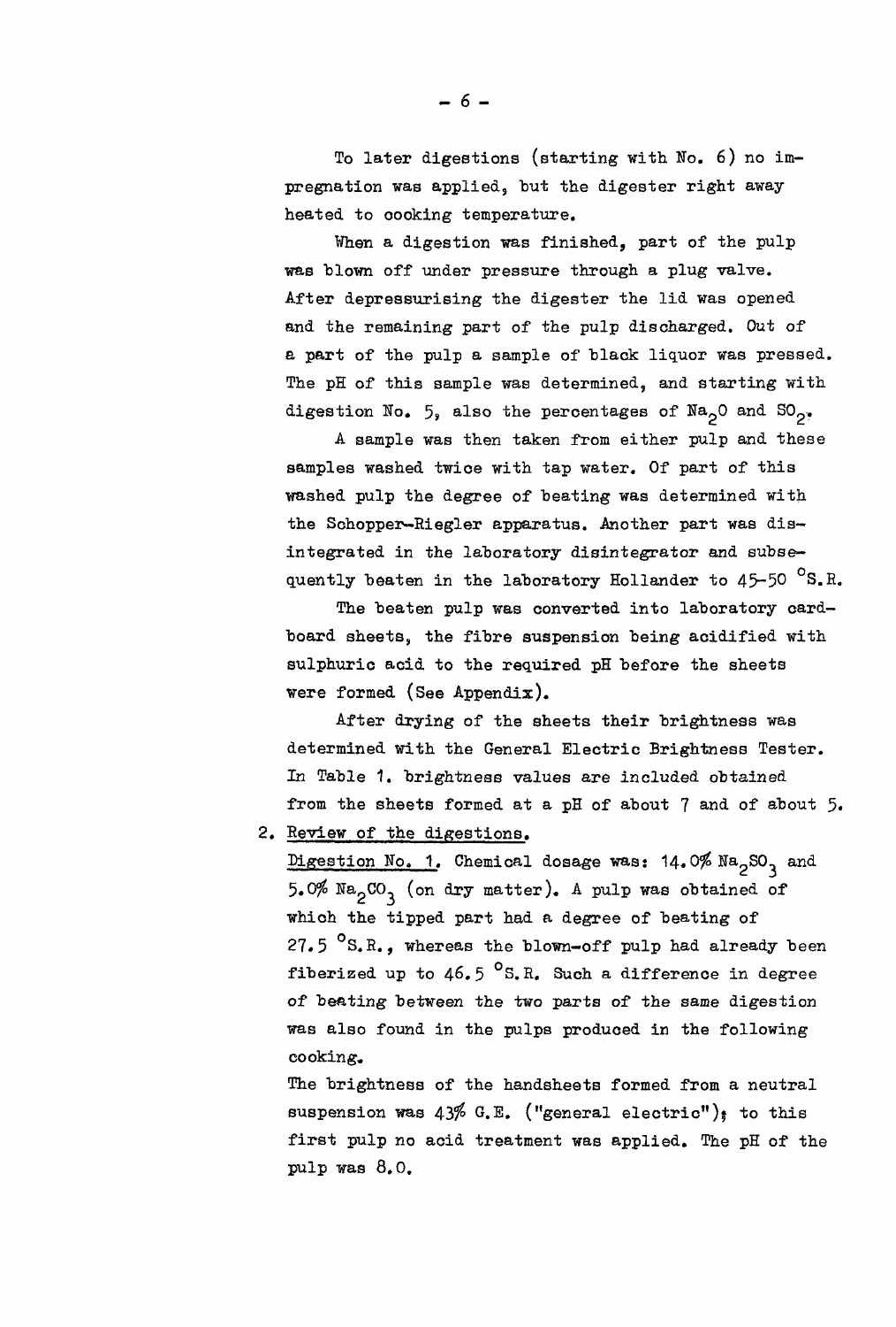To later digestions (starting with No. 6) no impregnation was applied, but the digester right away heated to cooking temperature.

When a digestion was finished, part of the pulp was blown off under pressure through a plug valve. After depressurising the digester the lid was opened and the remaining part of the pulp discharged. Out of a part of the pulp a sample of black liquor was pressed. The pH of this sample was determined, and starting with digestion No. 5, also the percentages of $Na_2O$ and $SO_2$.

A sample was then taken from either pulp and these samples washed twice with tap water. Of part of this washed pulp the degree of beating was determined with the Schopper-Riegler apparatus. Another part was disintegrated in the laboratory disintegrator and subsequently beaten in the laboratory Hollander to 45-50 $^{\circ}$S.R.

The beaten pulp was converted into laboratory cardboard sheets, the fibre suspension being acidified with sulphuric acid to the required pH before the sheets were formed (See Appendix).

After drying of the sheets their brightness was determined with the General Electric Brightness Tester. In Table 1. brightness values are included obtained from the sheets formed at a pH of about 7 and of about 5.

2. Review of the digestions.

Digestion No. 1. Chemical dosage was: 14.0% $Na_2SO_3$ and 5.0% $Na_2CO_3$ (on dry matter). A pulp was obtained of which the tipped part had a degree of beating of 27.5 $^{\circ}$S.R., whereas the blown-off pulp had already been fiberized up to 46.5 $^{\circ}$S.R. Such a difference in degree of beating between the two parts of the same digestion was also found in the pulps produced in the following cooking.

The brightness of the handsheets formed from a neutral suspension was 43% G.E. ("general electric"); to this first pulp no acid treatment was applied. The pH of the pulp was 8.0.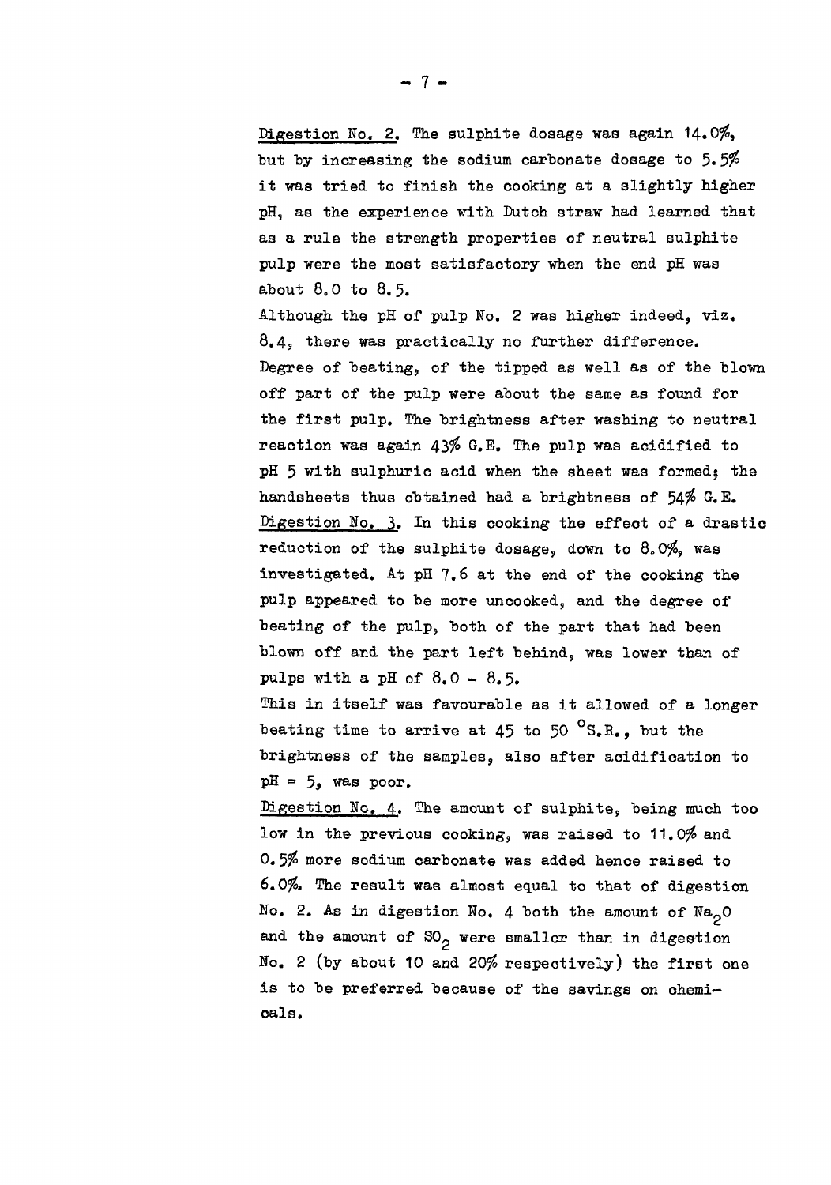Digestion No. 2. The sulphite dosage was again 14.0%, but by increasing the sodium carbonate dosage to 5.5% it was tried to finish the cooking at a slightly higher pH, as the experience with Dutch straw had learned that as a rule the strength properties of neutral sulphite pulp were the most satisfactory when the end pH was about 8.0 to 8.5.

Although the pH of pulp No. 2 was higher indeed, viz. 8.4, there was practically no further difference. Degree of beating, of the tipped as well as of the blown off part of the pulp were about the same as found for the first pulp. The brightness after washing to neutral reaction was again 43% G.E. The pulp was acidified to pH 5 with sulphuric acid when the sheet was formed; the handsheets thus obtained had a brightness of 54% G.E.

Digestion No. 3. In this cooking the effect of a drastic reduction of the sulphite dosage, down to 8.0%, was investigated. At pH 7.6 at the end of the cooking the pulp appeared to be more uncooked, and the degree of beating of the pulp, both of the part that had been blown off and the part left behind, was lower than of pulps with a pH of 8.0 - 8.5.

This in itself was favourable as it allowed of a longer beating time to arrive at 45 to 50 °S.R., but the brightness of the samples, also after acidification to pH = 5, was poor.

Digestion No. 4. The amount of sulphite, being much too low in the previous cooking, was raised to 11.0% and 0.5% more sodium carbonate was added hence raised to 6.0%. The result was almost equal to that of digestion No. 2. As in digestion No. 4 both the amount of $Na_2O$ and the amount of $SO_2$ were smaller than in digestion No. 2 (by about 10 and 20% respectively) the first one is to be preferred because of the savings on chemicals.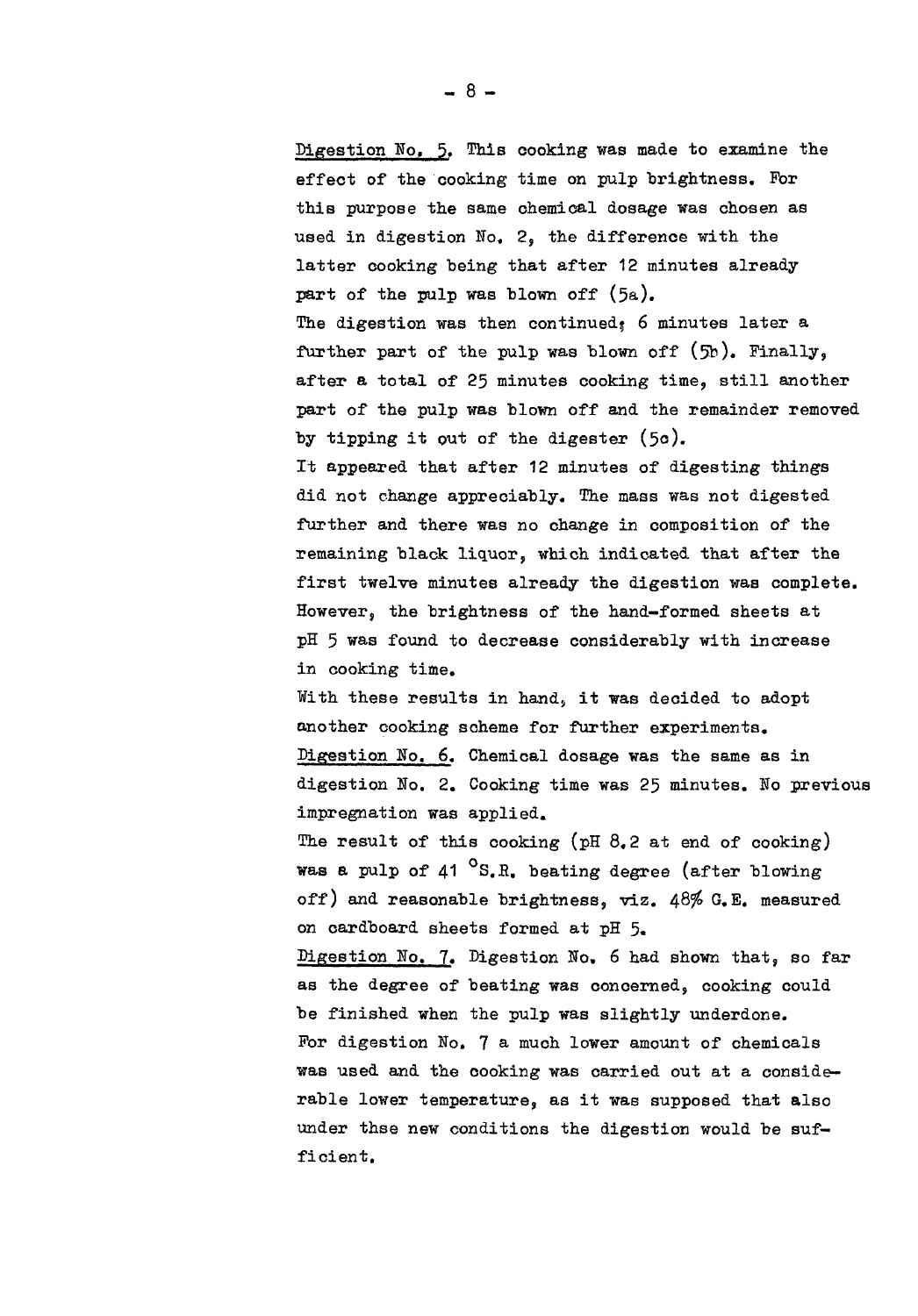Digestion No. 5. This cooking was made to examine the effect of the cooking time on pulp brightness. For this purpose the same chemical dosage was chosen as used in digestion No. 2, the difference with the latter cooking being that after 12 minutes already part of the pulp was blown off (5a).
The digestion was then continued; 6 minutes later a further part of the pulp was blown off (5b). Finally, after a total of 25 minutes cooking time, still another part of the pulp was blown off and the remainder removed by tipping it out of the digester (5c).
It appeared that after 12 minutes of digesting things did not change appreciably. The mass was not digested further and there was no change in composition of the remaining black liquor, which indicated that after the first twelve minutes already the digestion was complete. However, the brightness of the hand-formed sheets at pH 5 was found to decrease considerably with increase in cooking time.
With these results in hand, it was decided to adopt another cooking scheme for further experiments.

Digestion No. 6. Chemical dosage was the same as in digestion No. 2. Cooking time was 25 minutes. No previous impregnation was applied.
The result of this cooking (pH 8.2 at end of cooking) was a pulp of 41 $^{\circ}$S.R. beating degree (after blowing off) and reasonable brightness, viz. 48% G.E. measured on cardboard sheets formed at pH 5.

Digestion No. 7. Digestion No. 6 had shown that, so far as the degree of beating was concerned, cooking could be finished when the pulp was slightly underdone.
For digestion No. 7 a much lower amount of chemicals was used and the cooking was carried out at a considerable lower temperature, as it was supposed that also under thse new conditions the digestion would be sufficient.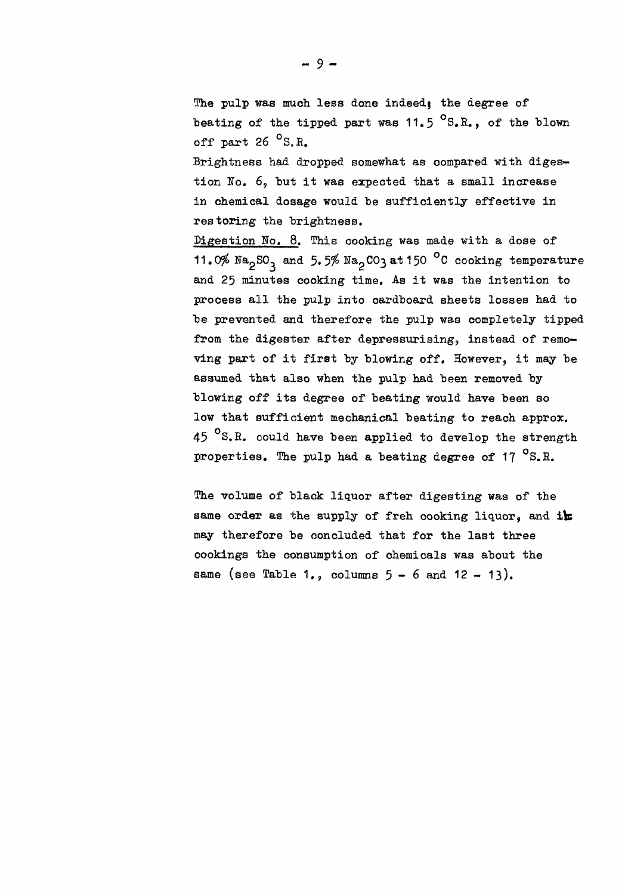The pulp was much less done indeed; the degree of beating of the tipped part was 11.5 °S.R., of the blown off part 26 °S.R.

Brightness had dropped somewhat as compared with digestion No. 6, but it was expected that a small increase in chemical dosage would be sufficiently effective in restoring the brightness.

Digestion No. 8. This cooking was made with a dose of 11.0% $Na_2SO_3$ and 5.5% $Na_2CO_3$ at 150 °C cooking temperature and 25 minutes cooking time. As it was the intention to process all the pulp into cardboard sheets losses had to be prevented and therefore the pulp was completely tipped from the digester after depressurising, instead of removing part of it first by blowing off. However, it may be assumed that also when the pulp had been removed by blowing off its degree of beating would have been so low that sufficient mechanical beating to reach approx. 45 °S.R. could have been applied to develop the strength properties. The pulp had a beating degree of 17 °S.R.

The volume of black liquor after digesting was of the same order as the supply of freh cooking liquor, and it may therefore be concluded that for the last three cookings the consumption of chemicals was about the same (see Table 1., columns 5 - 6 and 12 - 13).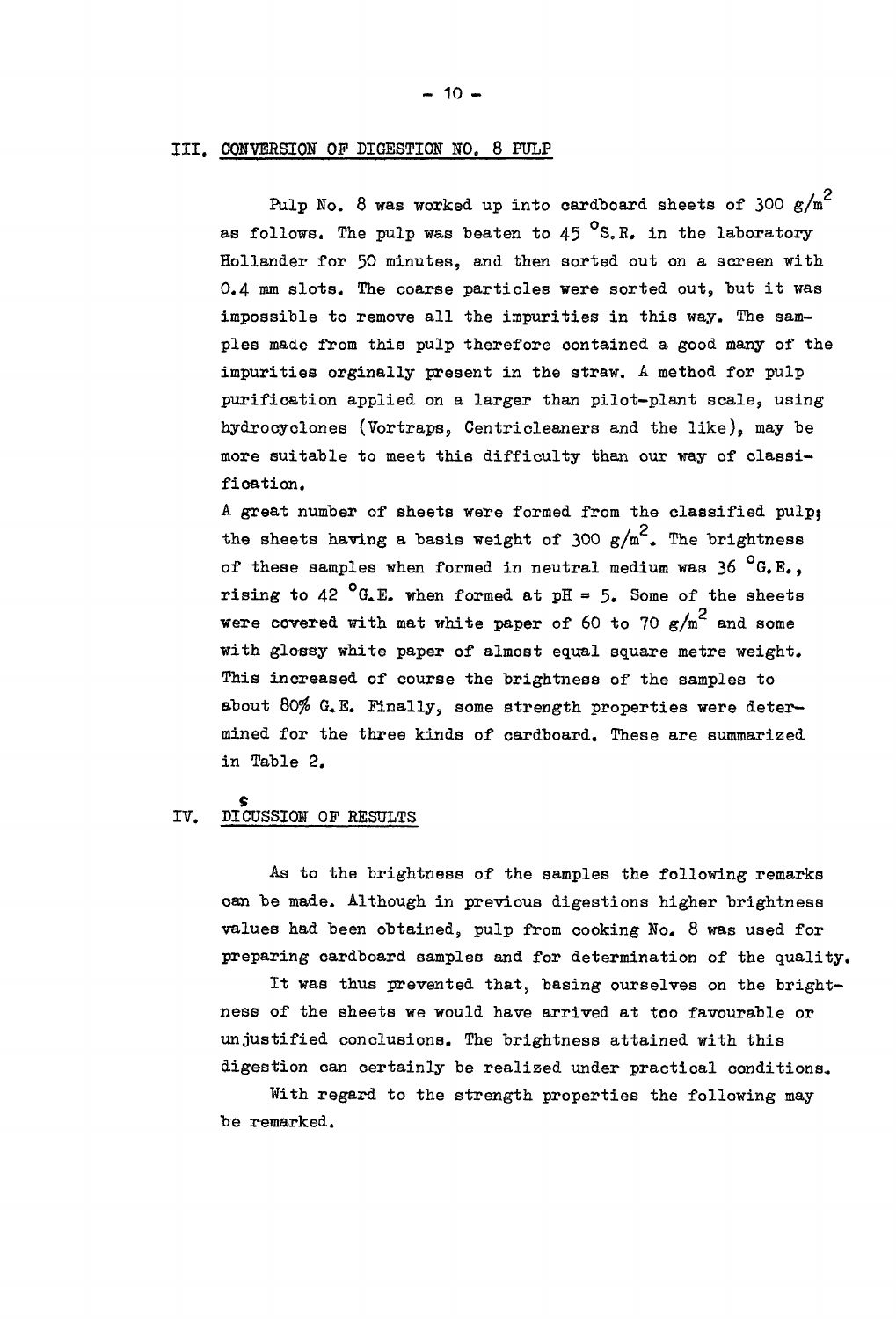## III. CONVERSION OF DIGESTION NO. 8 PULP

Pulp No. 8 was worked up into cardboard sheets of 300 $g/m^2$ as follows. The pulp was beaten to 45 °S.R. in the laboratory Hollander for 50 minutes, and then sorted out on a screen with 0.4 mm slots. The coarse particles were sorted out, but it was impossible to remove all the impurities in this way. The samples made from this pulp therefore contained a good many of the impurities orginally present in the straw. A method for pulp purification applied on a larger than pilot-plant scale, using hydrocyclones (Vortraps, Centricleaners and the like), may be more suitable to meet this difficulty than our way of classification.

A great number of sheets were formed from the classified pulp; the sheets having a basis weight of 300 $g/m^2$. The brightness of these samples when formed in neutral medium was 36 °G.E., rising to 42 °G.E. when formed at pH = 5. Some of the sheets were covered with mat white paper of 60 to 70 $g/m^2$ and some with glossy white paper of almost equal square metre weight. This increased of course the brightness of the samples to about 80% G.E. Finally, some strength properties were determined for the three kinds of cardboard. These are summarized in Table 2.

## IV. DISCUSSION OF RESULTS

As to the brightness of the samples the following remarks can be made. Although in previous digestions higher brightness values had been obtained, pulp from cooking No. 8 was used for preparing cardboard samples and for determination of the quality.

It was thus prevented that, basing ourselves on the brightness of the sheets we would have arrived at too favourable or unjustified conclusions. The brightness attained with this digestion can certainly be realized under practical conditions.

With regard to the strength properties the following may be remarked.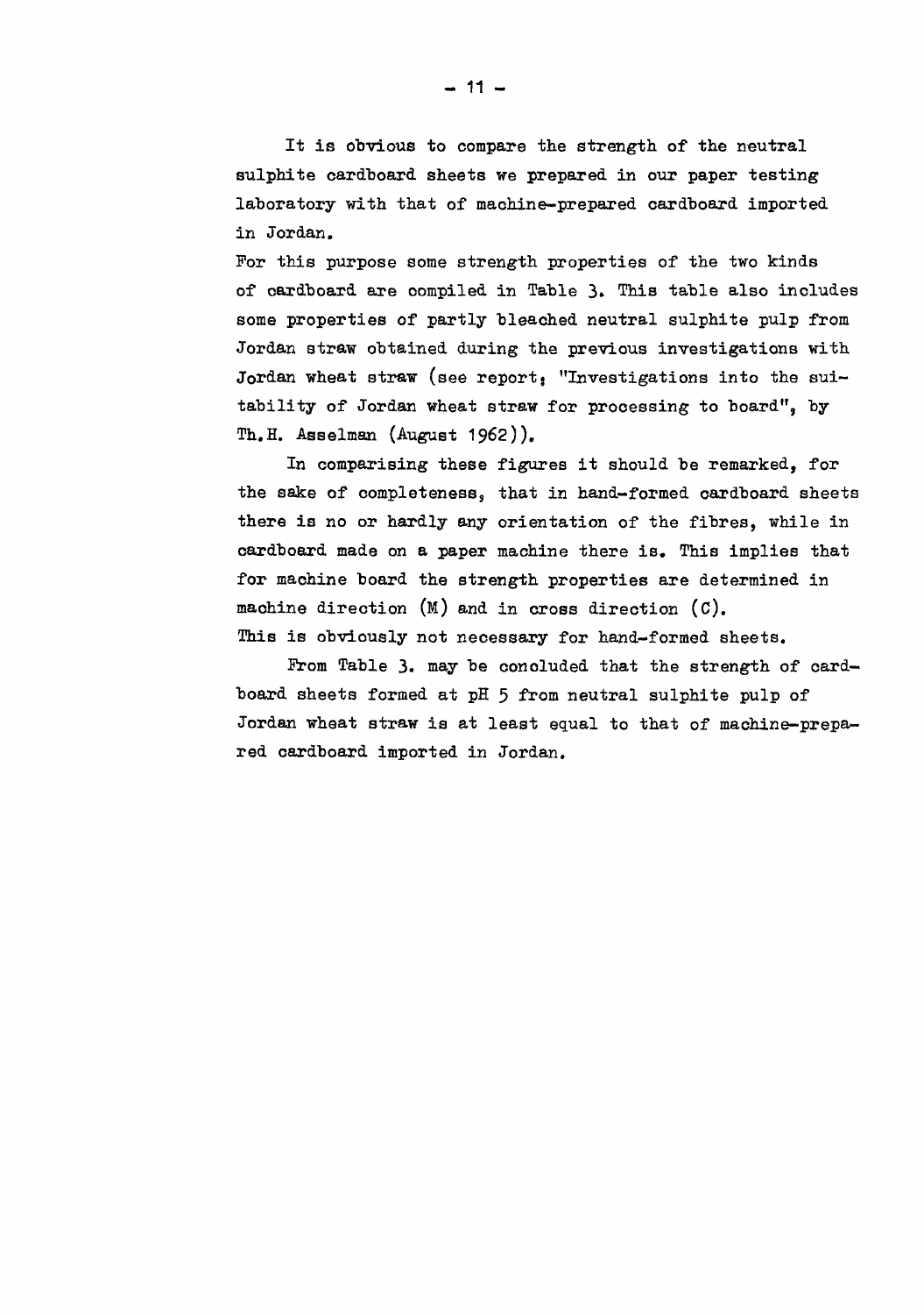It is obvious to compare the strength of the neutral sulphite cardboard sheets we prepared in our paper testing laboratory with that of machine-prepared cardboard imported in Jordan.

For this purpose some strength properties of the two kinds of cardboard are compiled in Table 3. This table also includes some properties of partly bleached neutral sulphite pulp from Jordan straw obtained during the previous investigations with Jordan wheat straw (see report; "Investigations into the suitability of Jordan wheat straw for processing to board", by Th.H. Asselman (August 1962)).

In comparising these figures it should be remarked, for the sake of completeness, that in hand-formed cardboard sheets there is no or hardly any orientation of the fibres, while in cardboard made on a paper machine there is. This implies that for machine board the strength properties are determined in machine direction (M) and in cross direction (C).
This is obviously not necessary for hand-formed sheets.

From Table 3. may be concluded that the strength of cardboard sheets formed at pH 5 from neutral sulphite pulp of Jordan wheat straw is at least equal to that of machine-prepared cardboard imported in Jordan.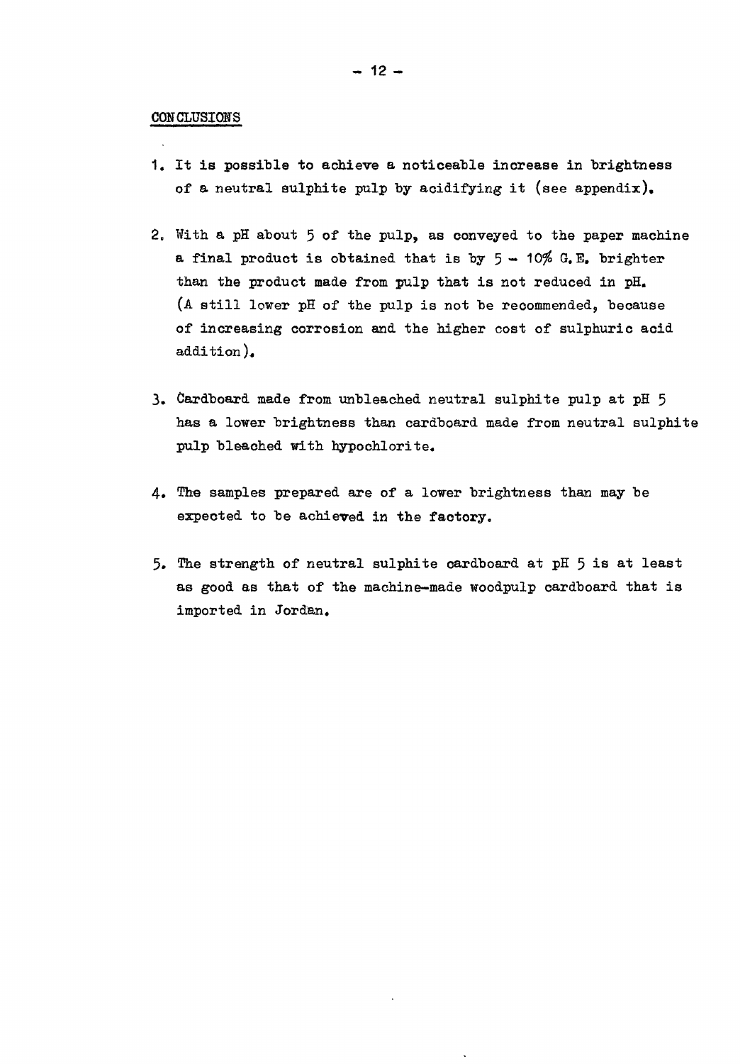## CONCLUSIONS

1. It is possible to achieve a noticeable increase in brightness of a neutral sulphite pulp by acidifying it (see appendix).

2. With a pH about 5 of the pulp, as conveyed to the paper machine a final product is obtained that is by 5 - 10% G.E. brighter than the product made from pulp that is not reduced in pH. (A still lower pH of the pulp is not be recommended, because of increasing corrosion and the higher cost of sulphuric acid addition).

3. Cardboard made from unbleached neutral sulphite pulp at pH 5 has a lower brightness than cardboard made from neutral sulphite pulp bleached with hypochlorite.

4. The samples prepared are of a lower brightness than may be expected to be achieved in the factory.

5. The strength of neutral sulphite cardboard at pH 5 is at least as good as that of the machine-made woodpulp cardboard that is imported in Jordan.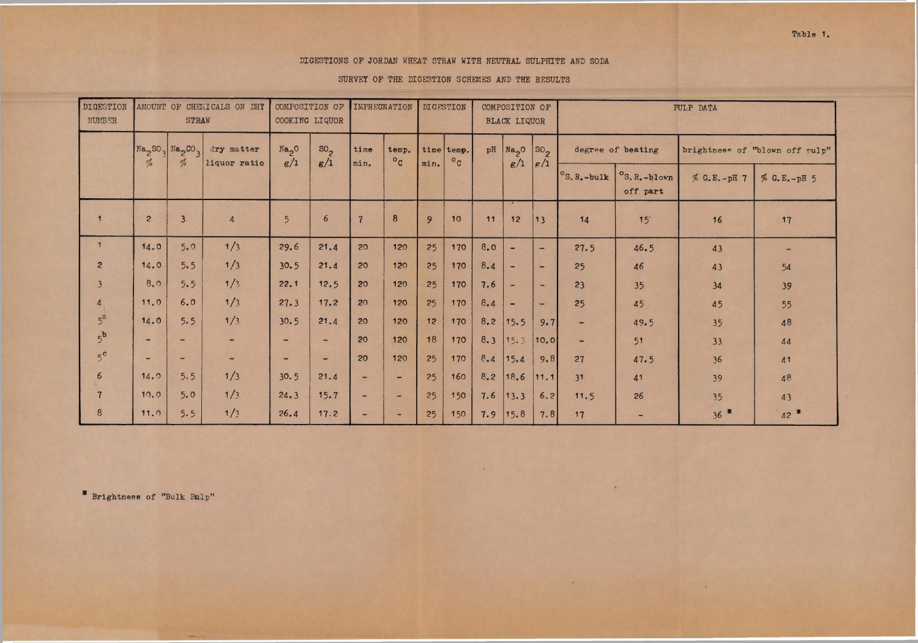Table 1.

DIGESTIONS OF JORDAN WHEAT STRAW WITH NEUTRAL SULPHITE AND SODA

SURVEY OF THE DIGESTION SCHEMES AND THE RESULTS

| DIGESTION NUMBER | AMOUNT OF CHEMICALS ON DRY STRAW | | | COMPOSITION OF COOKING LIQUOR | | IMPREGNATION | | DIGESTION | | COMPOSITION OF BLACK LIQUOR | | | PULP DATA | | | |
|---|---|---|---|---|---|---|---|---|---|---|---|---|---|---|---|---|
| | $Na_2SO_3$ % | $Na_2CO_3$ % | dry matter liquor ratio | $Na_2O$ g/l | $SO_2$ g/l | time min. | temp. °C | time min. | temp. °C | pH | $Na_2O$ g/l | $SO_2$ g/l | degree of beating | | brightness of "blown off pulp" | |
| | | | | | | | | | | | | | °S.R.-bulk | °S.R.-blown off part | % G.E.-pH 7 | % G.E.-pH 5 |
| 1 | 2 | 3 | 4 | 5 | 6 | 7 | 8 | 9 | 10 | 11 | 12 | 13 | 14 | 15 | 16 | 17 |
| 1 | 14.0 | 5.0 | 1/3 | 29.6 | 21.4 | 20 | 120 | 25 | 170 | 8.0 | - | - | 27.5 | 46.5 | 43 | - |
| 2 | 14.0 | 5.5 | 1/3 | 30.5 | 21.4 | 20 | 120 | 25 | 170 | 8.4 | - | - | 25 | 46 | 43 | 54 |
| 3 | 8.0 | 5.5 | 1/3 | 22.1 | 12.5 | 20 | 120 | 25 | 170 | 7.6 | - | - | 23 | 35 | 34 | 39 |
| 4 | 11.0 | 6.0 | 1/3 | 27.3 | 17.2 | 20 | 120 | 25 | 170 | 8.4 | - | - | 25 | 45 | 45 | 55 |
| 5[a] | 14.0 | 5.5 | 1/3 | 30.5 | 21.4 | 20 | 120 | 12 | 170 | 8.2 | 15.5 | 9.7 | - | 49.5 | 35 | 48 |
| 5[b] | - | - | - | - | - | 20 | 120 | 18 | 170 | 8.3 | 15.3 | 10.0 | - | 51 | 33 | 44 |
| 5[c] | - | - | - | - | - | 20 | 120 | 25 | 170 | 8.4 | 15.4 | 9.8 | 27 | 47.5 | 36 | 41 |
| 6 | 14.0 | 5.5 | 1/3 | 30.5 | 21.4 | - | - | 25 | 160 | 8.2 | 18.6 | 11.1 | 31 | 41 | 39 | 48 |
| 7 | 10.0 | 5.0 | 1/3 | 24.3 | 15.7 | - | - | 25 | 150 | 7.6 | 13.3 | 6.2 | 11.5 | 26 | 35 | 43 |
| 8 | 11.0 | 5.5 | 1/3 | 26.4 | 17.2 | - | - | 25 | 150 | 7.9 | 15.8 | 7.8 | 17 | - | 36 * | 42 * |

\* Brightness of "Bulk Pulp"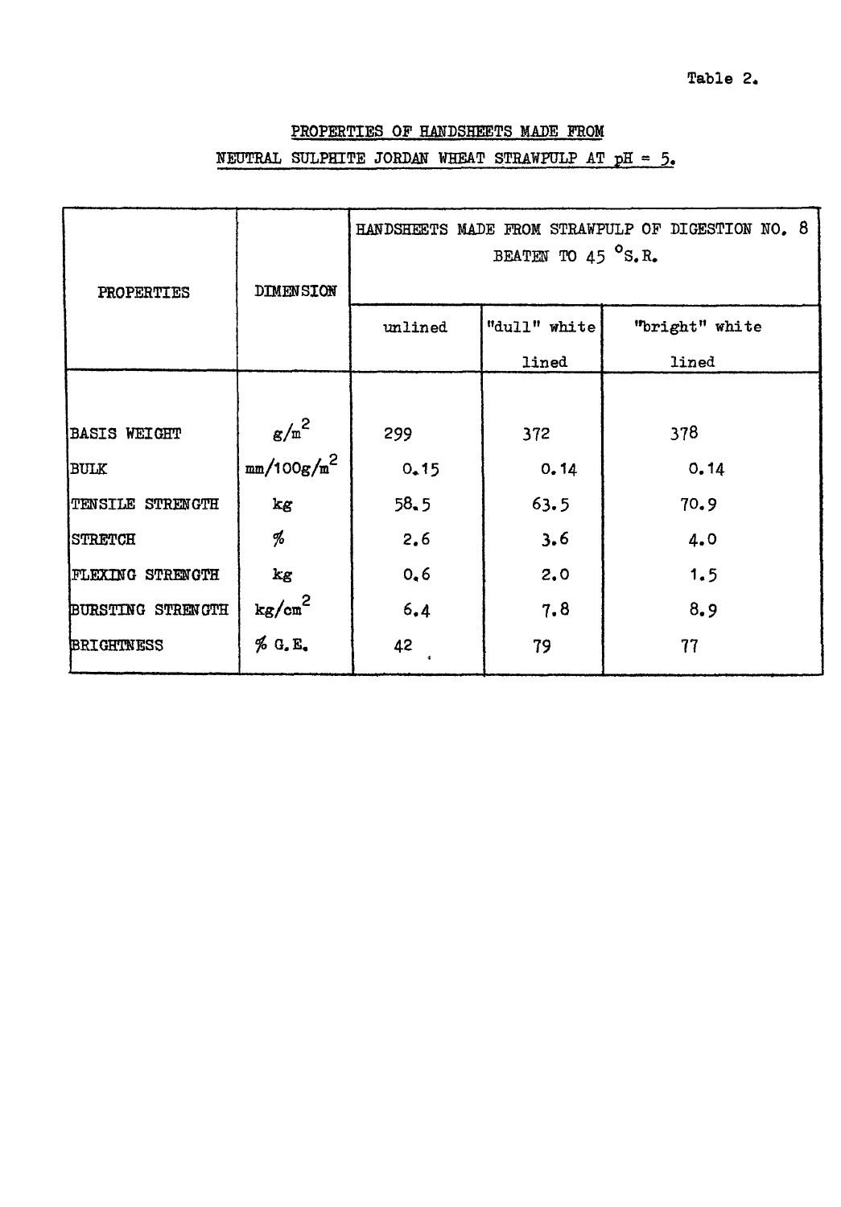Table 2.

## PROPERTIES OF HANDSHEETS MADE FROM NEUTRAL SULPHITE JORDAN WHEAT STRAWPULP AT pH = 5.

| PROPERTIES | DIMENSION | HANDSHEETS MADE FROM STRAWPULP OF DIGESTION NO. 8 BEATEN TO 45 °S.R. | | |
|---|---|---|---|---|
| | | unlined | "dull" white lined | "bright" white lined |
| BASIS WEIGHT | $g/m^2$ | 299 | 372 | 378 |
| BULK | $mm/100g/m^2$ | 0.15 | 0.14 | 0.14 |
| TENSILE STRENGTH | kg | 58.5 | 63.5 | 70.9 |
| STRETCH | % | 2.6 | 3.6 | 4.0 |
| FLEXING STRENGTH | kg | 0.6 | 2.0 | 1.5 |
| BURSTING STRENGTH | $kg/cm^2$ | 6.4 | 7.8 | 8.9 |
| BRIGHTNESS | % G.E. | 42 | 79 | 77 |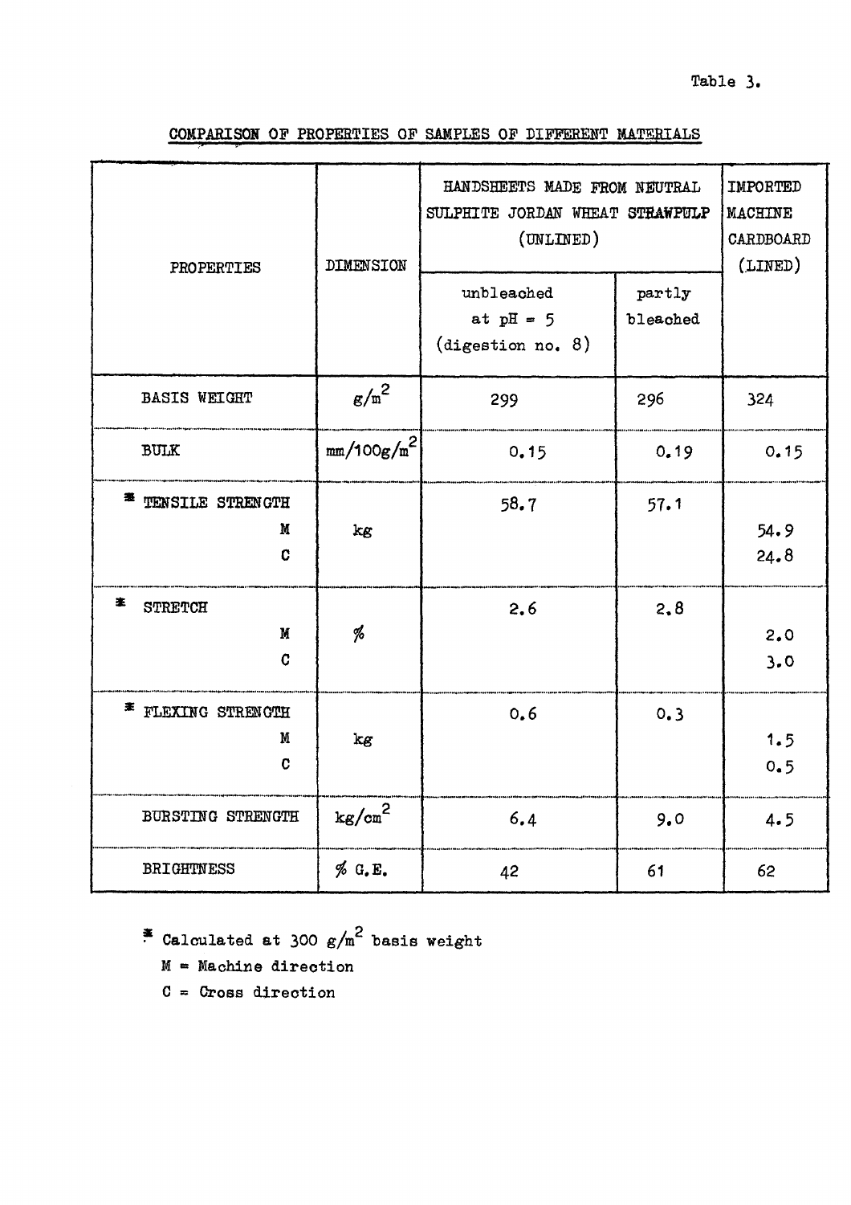Table 3.

COMPARISON OF PROPERTIES OF SAMPLES OF DIFFERENT MATERIALS

| PROPERTIES | DIMENSION | HANDSHEETS MADE FROM NEUTRAL SULPHITE JORDAN WHEAT STRAWPULP (UNLINED) | | IMPORTED MACHINE CARDBOARD (LINED) |
|---|---|---|---|---|
| | | unbleached at pH = 5 (digestion no. 8) | partly bleached | |
| BASIS WEIGHT | $g/m^2$ | 299 | 296 | 324 |
| BULK | $mm/100g/m^2$ | 0.15 | 0.19 | 0.15 |
| * TENSILE STRENGTH | kg | 58.7 | 57.1 | |
| M | | | | 54.9 |
| C | | | | 24.8 |
| * STRETCH | % | 2.6 | 2.8 | |
| M | | | | 2.0 |
| C | | | | 3.0 |
| * FLEXING STRENGTH | kg | 0.6 | 0.3 | |
| M | | | | 1.5 |
| C | | | | 0.5 |
| BURSTING STRENGTH | $kg/cm^2$ | 6.4 | 9.0 | 4.5 |
| BRIGHTNESS | % G.E. | 42 | 61 | 62 |

\* Calculated at 300 $g/m^2$ basis weight

M = Machine direction

C = Cross direction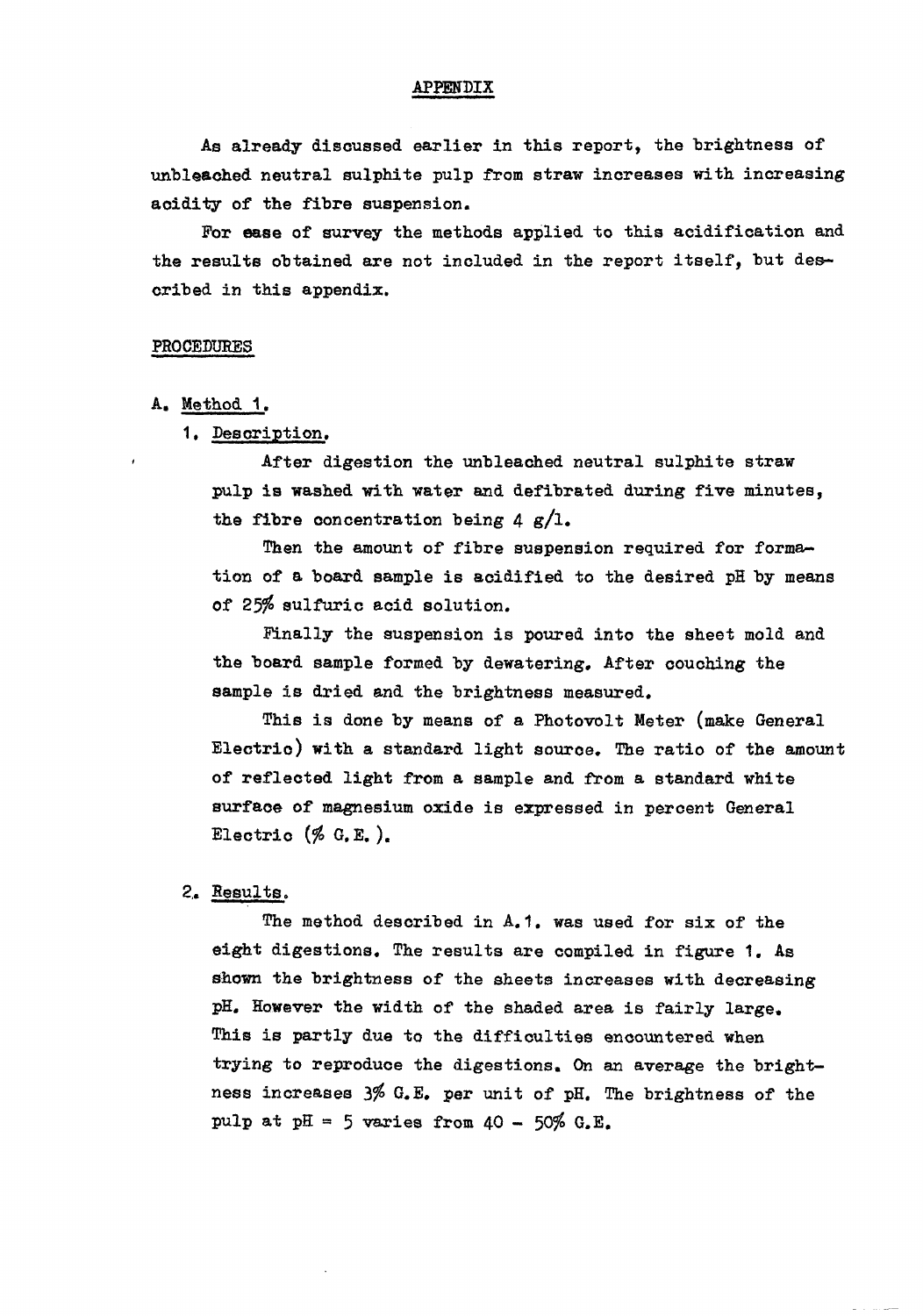# APPENDIX

As already discussed earlier in this report, the brightness of unbleached neutral sulphite pulp from straw increases with increasing acidity of the fibre suspension.

For ease of survey the methods applied to this acidification and the results obtained are not included in the report itself, but described in this appendix.

## PROCEDURES

### A. Method 1.

#### 1. Description.

After digestion the unbleached neutral sulphite straw pulp is washed with water and defibrated during five minutes, the fibre concentration being 4 g/l.

Then the amount of fibre suspension required for formation of a board sample is acidified to the desired pH by means of 25% sulfuric acid solution.

Finally the suspension is poured into the sheet mold and the board sample formed by dewatering. After couching the sample is dried and the brightness measured.

This is done by means of a Photovolt Meter (make General Electric) with a standard light source. The ratio of the amount of reflected light from a sample and from a standard white surface of magnesium oxide is expressed in percent General Electric (% G.E.).

#### 2. Results.

The method described in A.1. was used for six of the eight digestions. The results are compiled in figure 1. As shown the brightness of the sheets increases with decreasing pH. However the width of the shaded area is fairly large. This is partly due to the difficulties encountered when trying to reproduce the digestions. On an average the brightness increases 3% G.E. per unit of pH. The brightness of the pulp at pH = 5 varies from 40 - 50% G.E.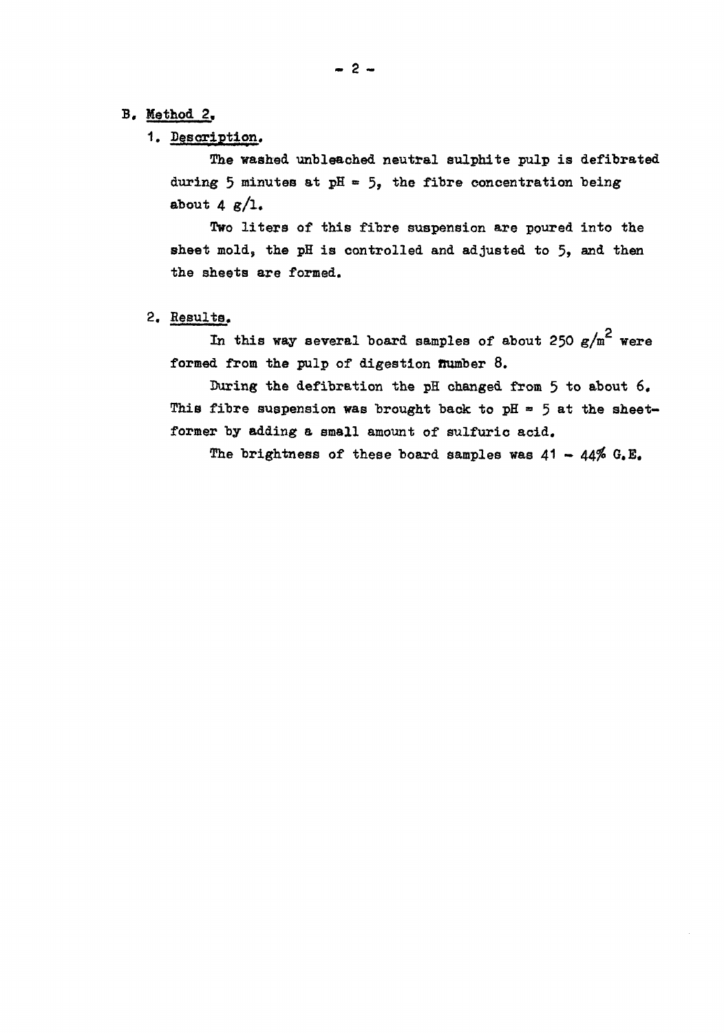## B. Method 2.

### 1. Description.

The washed unbleached neutral sulphite pulp is defibrated during 5 minutes at pH = 5, the fibre concentration being about 4 g/l.

Two liters of this fibre suspension are poured into the sheet mold, the pH is controlled and adjusted to 5, and then the sheets are formed.

### 2. Results.

In this way several board samples of about 250 $g/m^2$ were formed from the pulp of digestion number 8.

During the defibration the pH changed from 5 to about 6. This fibre suspension was brought back to pH = 5 at the sheet-former by adding a small amount of sulfuric acid.

The brightness of these board samples was 41 - 44% G.E.